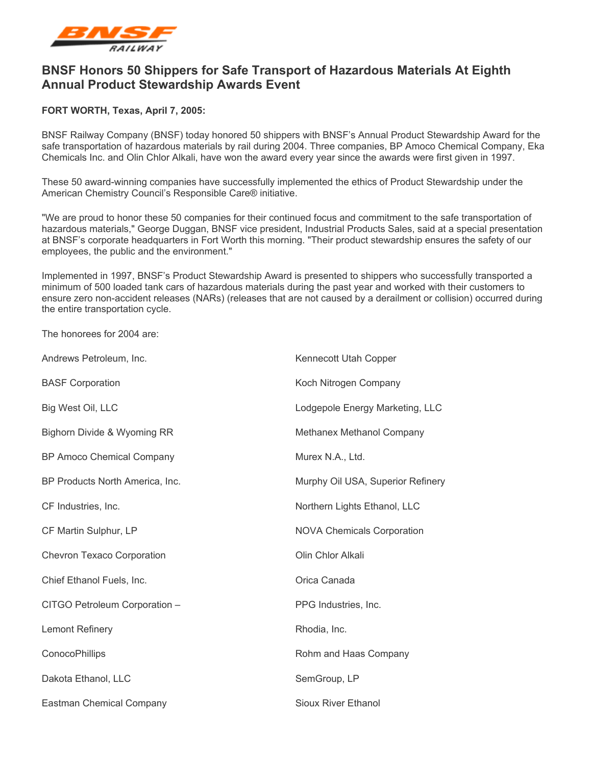# BNSF Honors 50 Shippers for Safe Transport of Hazardous Materials At Eighth Annual Product Stewardship Awards Event

**FORT WORTH, Texas, April 7, 2005:**

BNSF Railway Company (BNSF) today honored 50 shippers with BNSF's Annual Product Stewardship Award for the safe transportation of hazardous materials by rail during 2004. Three companies, BP Amoco Chemical Company, Eka Chemicals Inc. and Olin Chlor Alkali, have won the award every year since the awards were first given in 1997.

These 50 award-winning companies have successfully implemented the ethics of Product Stewardship under the American Chemistry Council's Responsible Care® initiative.

"We are proud to honor these 50 companies for their continued focus and commitment to the safe transportation of hazardous materials," George Duggan, BNSF vice president, Industrial Products Sales, said at a special presentation at BNSF's corporate headquarters in Fort Worth this morning. "Their product stewardship ensures the safety of our employees, the public and the environment."

Implemented in 1997, BNSF's Product Stewardship Award is presented to shippers who successfully transported a minimum of 500 loaded tank cars of hazardous materials during the past year and worked with their customers to ensure zero non-accident releases (NARs) (releases that are not caused by a derailment or collision) occurred during the entire transportation cycle.

The honorees for 2004 are:

Andrews Petroleum, Inc.

BASF Corporation

Big West Oil, LLC

Bighorn Divide & Wyoming RR

BP Amoco Chemical Company

BP Products North America, Inc.

CF Industries, Inc.

CF Martin Sulphur, LP

Chevron Texaco Corporation

Chief Ethanol Fuels, Inc.

CITGO Petroleum Corporation – Lemont Refinery

ConocoPhillips

Dakota Ethanol, LLC

Eastman Chemical Company

Kennecott Utah Copper

Koch Nitrogen Company

Lodgepole Energy Marketing, LLC

Methanex Methanol Company

Murex N.A., Ltd.

Murphy Oil USA, Superior Refinery

Northern Lights Ethanol, LLC

NOVA Chemicals Corporation

Olin Chlor Alkali

Orica Canada

PPG Industries, Inc.

Rhodia, Inc.

Rohm and Haas Company

SemGroup, LP

Sioux River Ethanol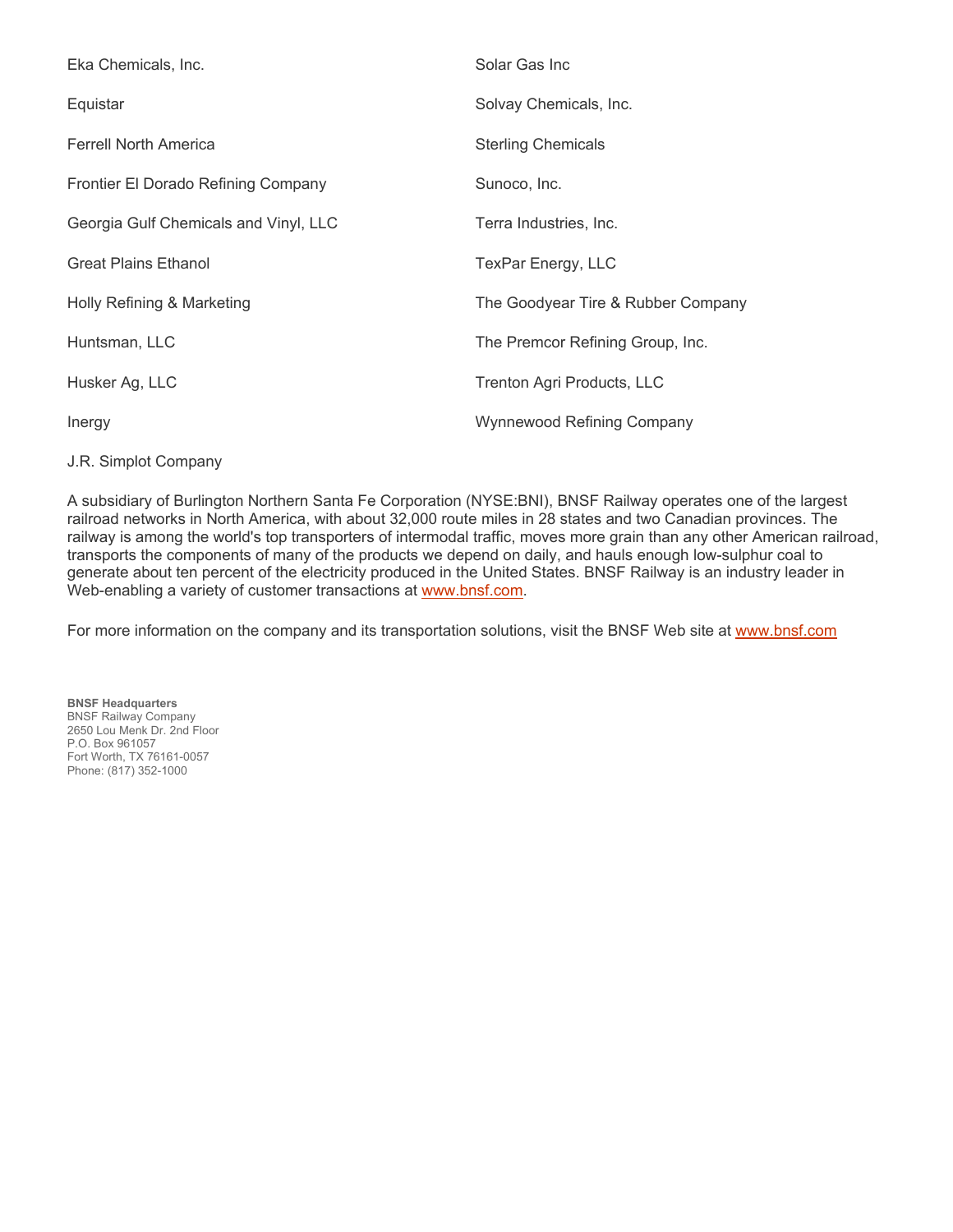- Eka Chemicals, Inc.
- Equistar
- Ferrell North America
- Frontier El Dorado Refining Company
- Georgia Gulf Chemicals and Vinyl, LLC
- Great Plains Ethanol
- Holly Refining & Marketing
- Huntsman, LLC
- Husker Ag, LLC
- Inergy
- J.R. Simplot Company
- Solar Gas Inc
- Solvay Chemicals, Inc.
- Sterling Chemicals
- Sunoco, Inc.
- Terra Industries, Inc.
- TexPar Energy, LLC
- The Goodyear Tire & Rubber Company
- The Premcor Refining Group, Inc.
- Trenton Agri Products, LLC
- Wynnewood Refining Company

A subsidiary of Burlington Northern Santa Fe Corporation (NYSE:BNI), BNSF Railway operates one of the largest railroad networks in North America, with about 32,000 route miles in 28 states and two Canadian provinces. The railway is among the world's top transporters of intermodal traffic, moves more grain than any other American railroad, transports the components of many of the products we depend on daily, and hauls enough low-sulphur coal to generate about ten percent of the electricity produced in the United States. BNSF Railway is an industry leader in Web-enabling a variety of customer transactions at www.bnsf.com.

For more information on the company and its transportation solutions, visit the BNSF Web site at www.bnsf.com

**BNSF Headquarters**
BNSF Railway Company
2650 Lou Menk Dr. 2nd Floor
P.O. Box 961057
Fort Worth, TX 76161-0057
Phone: (817) 352-1000